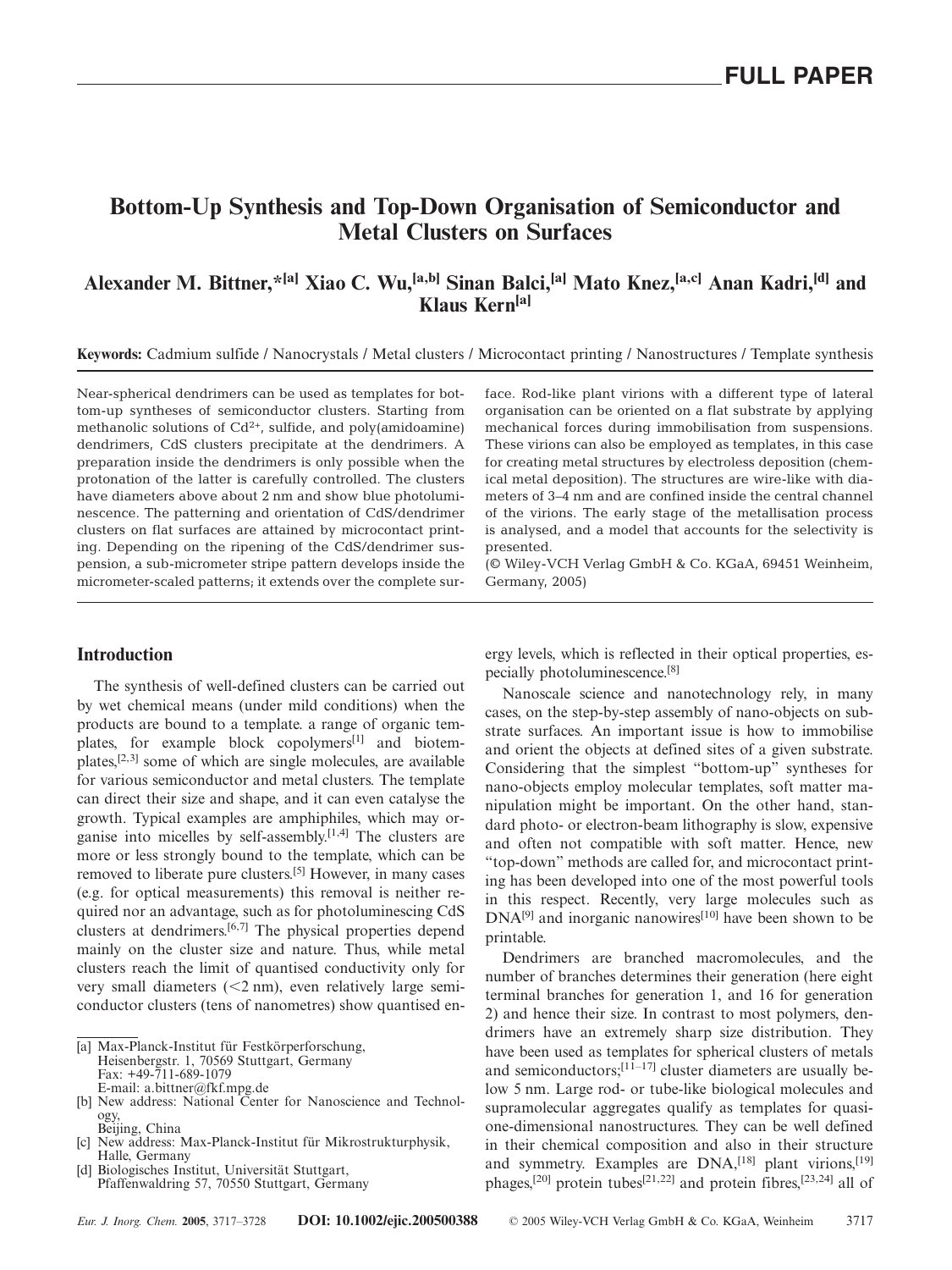# Bottom-Up Synthesis and Top-Down Organisation of Semiconductor and Metal Clusters on Surfaces

**Alexander M. Bittner,*[a] Xiao C. Wu,[a,b] Sinan Balci,[a] Mato Knez,[a,c] Anan Kadri,[d] and Klaus Kern[a]**

**Keywords:** Cadmium sulfide / Nanocrystals / Metal clusters / Microcontact printing / Nanostructures / Template synthesis

Near-spherical dendrimers can be used as templates for bottom-up syntheses of semiconductor clusters. Starting from methanolic solutions of $Cd^{2+}$, sulfide, and poly(amidoamine) dendrimers, CdS clusters precipitate at the dendrimers. A preparation inside the dendrimers is only possible when the protonation of the latter is carefully controlled. The clusters have diameters above about 2 nm and show blue photoluminescence. The patterning and orientation of CdS/dendrimer clusters on flat surfaces are attained by microcontact printing. Depending on the ripening of the CdS/dendrimer suspension, a sub-micrometer stripe pattern develops inside the micrometer-scaled patterns; it extends over the complete surface. Rod-like plant virions with a different type of lateral organisation can be oriented on a flat substrate by applying mechanical forces during immobilisation from suspensions. These virions can also be employed as templates, in this case for creating metal structures by electroless deposition (chemical metal deposition). The structures are wire-like with diameters of 3–4 nm and are confined inside the central channel of the virions. The early stage of the metallisation process is analysed, and a model that accounts for the selectivity is presented.

(© Wiley-VCH Verlag GmbH & Co. KGaA, 69451 Weinheim, Germany, 2005)

## Introduction

The synthesis of well-defined clusters can be carried out by wet chemical means (under mild conditions) when the products are bound to a template. a range of organic templates, for example block copolymers[1] and biotemplates,[2,3] some of which are single molecules, are available for various semiconductor and metal clusters. The template can direct their size and shape, and it can even catalyse the growth. Typical examples are amphiphiles, which may organise into micelles by self-assembly.[1,4] The clusters are more or less strongly bound to the template, which can be removed to liberate pure clusters.[5] However, in many cases (e.g. for optical measurements) this removal is neither required nor an advantage, such as for photoluminescing CdS clusters at dendrimers.[6,7] The physical properties depend mainly on the cluster size and nature. Thus, while metal clusters reach the limit of quantised conductivity only for very small diameters (<2 nm), even relatively large semiconductor clusters (tens of nanometres) show quantised energy levels, which is reflected in their optical properties, especially photoluminescence.[8]

Nanoscale science and nanotechnology rely, in many cases, on the step-by-step assembly of nano-objects on substrate surfaces. An important issue is how to immobilise and orient the objects at defined sites of a given substrate. Considering that the simplest "bottom-up" syntheses for nano-objects employ molecular templates, soft matter manipulation might be important. On the other hand, standard photo- or electron-beam lithography is slow, expensive and often not compatible with soft matter. Hence, new "top-down" methods are called for, and microcontact printing has been developed into one of the most powerful tools in this respect. Recently, very large molecules such as DNA[9] and inorganic nanowires[10] have been shown to be printable.

Dendrimers are branched macromolecules, and the number of branches determines their generation (here eight terminal branches for generation 1, and 16 for generation 2) and hence their size. In contrast to most polymers, dendrimers have an extremely sharp size distribution. They have been used as templates for spherical clusters of metals and semiconductors;[11–17] cluster diameters are usually below 5 nm. Large rod- or tube-like biological molecules and supramolecular aggregates qualify as templates for quasi-one-dimensional nanostructures. They can be well defined in their chemical composition and also in their structure and symmetry. Examples are DNA,[18] plant virions,[19] phages,[20] protein tubes[21,22] and protein fibres,[23,24] all of

[a] Max-Planck-Institut für Festkörperforschung, Heisenbergstr. 1, 70569 Stuttgart, Germany
Fax: +49-711-689-1079
E-mail: a.bittner@fkf.mpg.de

[b] New address: National Center for Nanoscience and Technology, Beijing, China

[c] New address: Max-Planck-Institut für Mikrostrukturphysik, Halle, Germany

[d] Biologisches Institut, Universität Stuttgart, Pfaffenwaldring 57, 70550 Stuttgart, Germany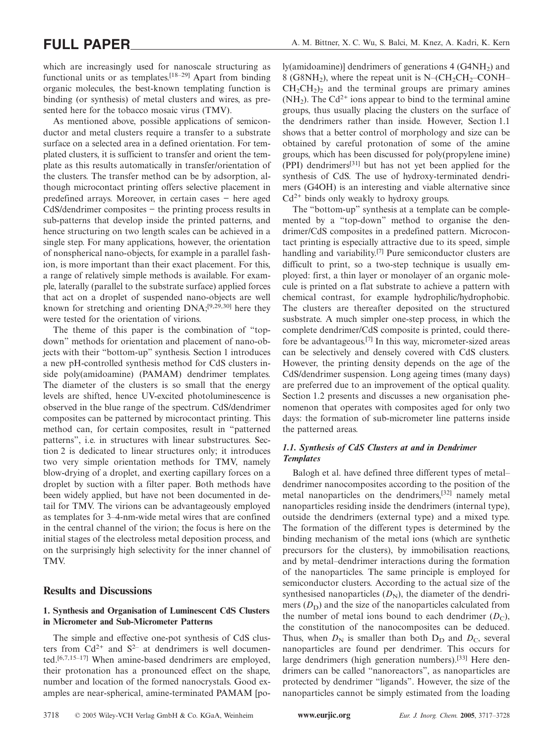which are increasingly used for nanoscale structuring as functional units or as templates.[18–29] Apart from binding organic molecules, the best-known templating function is binding (or synthesis) of metal clusters and wires, as presented here for the tobacco mosaic virus (TMV).

As mentioned above, possible applications of semiconductor and metal clusters require a transfer to a substrate surface on a selected area in a defined orientation. For templated clusters, it is sufficient to transfer and orient the template as this results automatically in transfer/orientation of the clusters. The transfer method can be by adsorption, although microcontact printing offers selective placement in predefined arrays. Moreover, in certain cases – here aged CdS/dendrimer composites – the printing process results in sub-patterns that develop inside the printed patterns, and hence structuring on two length scales can be achieved in a single step. For many applications, however, the orientation of nonspherical nano-objects, for example in a parallel fashion, is more important than their exact placement. For this, a range of relatively simple methods is available. For example, laterally (parallel to the substrate surface) applied forces that act on a droplet of suspended nano-objects are well known for stretching and orienting DNA;[9,29,30] here they were tested for the orientation of virions.

The theme of this paper is the combination of "top-down" methods for orientation and placement of nano-objects with their "bottom-up" synthesis. Section 1 introduces a new pH-controlled synthesis method for CdS clusters inside poly(amidoamine) (PAMAM) dendrimer templates. The diameter of the clusters is so small that the energy levels are shifted, hence UV-excited photoluminescence is observed in the blue range of the spectrum. CdS/dendrimer composites can be patterned by microcontact printing. This method can, for certain composites, result in "patterned patterns", i.e. in structures with linear substructures. Section 2 is dedicated to linear structures only; it introduces two very simple orientation methods for TMV, namely blow-drying of a droplet, and exerting capillary forces on a droplet by suction with a filter paper. Both methods have been widely applied, but have not been documented in detail for TMV. The virions can be advantageously employed as templates for 3–4-nm-wide metal wires that are confined in the central channel of the virion; the focus is here on the initial stages of the electroless metal deposition process, and on the surprisingly high selectivity for the inner channel of TMV.

## Results and Discussions

### 1. Synthesis and Organisation of Luminescent CdS Clusters in Micrometer and Sub-Micrometer Patterns

The simple and effective one-pot synthesis of CdS clusters from $Cd^{2+}$ and $S^{2-}$ at dendrimers is well documented.[6,7,15–17] When amine-based dendrimers are employed, their protonation has a pronounced effect on the shape, number and location of the formed nanocrystals. Good examples are near-spherical, amine-terminated PAMAM [poly(amidoamine)] dendrimers of generations 4 ($G4NH_2$) and 8 ($G8NH_2$), where the repeat unit is N–($CH_2CH_2$–CONH–$CH_2CH_2$)$_2$ and the terminal groups are primary amines ($NH_2$). The $Cd^{2+}$ ions appear to bind to the terminal amine groups, thus usually placing the clusters on the surface of the dendrimers rather than inside. However, Section 1.1 shows that a better control of morphology and size can be obtained by careful protonation of some of the amine groups, which has been discussed for poly(propylene imine) (PPI) dendrimers[31] but has not yet been applied for the synthesis of CdS. The use of hydroxy-terminated dendrimers (G4OH) is an interesting and viable alternative since $Cd^{2+}$ binds only weakly to hydroxy groups.

The "bottom-up" synthesis at a template can be complemented by a "top-down" method to organise the dendrimer/CdS composites in a predefined pattern. Microcontact printing is especially attractive due to its speed, simple handling and variability.[7] Pure semiconductor clusters are difficult to print, so a two-step technique is usually employed: first, a thin layer or monolayer of an organic molecule is printed on a flat substrate to achieve a pattern with chemical contrast, for example hydrophilic/hydrophobic. The clusters are thereafter deposited on the structured susbstrate. A much simpler one-step process, in which the complete dendrimer/CdS composite is printed, could therefore be advantageous.[7] In this way, micrometer-sized areas can be selectively and densely covered with CdS clusters. However, the printing density depends on the age of the CdS/dendrimer suspension. Long ageing times (many days) are preferred due to an improvement of the optical quality. Section 1.2 presents and discusses a new organisation phenomenon that operates with composites aged for only two days: the formation of sub-micrometer line patterns inside the patterned areas.

#### *1.1. Synthesis of CdS Clusters at and in Dendrimer Templates*

Balogh et al. have defined three different types of metal–dendrimer nanocomposites according to the position of the metal nanoparticles on the dendrimers,[32] namely metal nanoparticles residing inside the dendrimers (internal type), outside the dendrimers (external type) and a mixed type. The formation of the different types is determined by the binding mechanism of the metal ions (which are synthetic precursors for the clusters), by immobilisation reactions, and by metal–dendrimer interactions during the formation of the nanoparticles. The same principle is employed for semiconductor clusters. According to the actual size of the synthesised nanoparticles ($D_N$), the diameter of the dendrimers ($D_D$) and the size of the nanoparticles calculated from the number of metal ions bound to each dendrimer ($D_C$), the constitution of the nanocomposites can be deduced. Thus, when $D_N$ is smaller than both $D_D$ and $D_C$, several nanoparticles are found per dendrimer. This occurs for large dendrimers (high generation numbers).[33] Here dendrimers can be called "nanoreactors", as nanoparticles are protected by dendrimer "ligands". However, the size of the nanoparticles cannot be simply estimated from the loading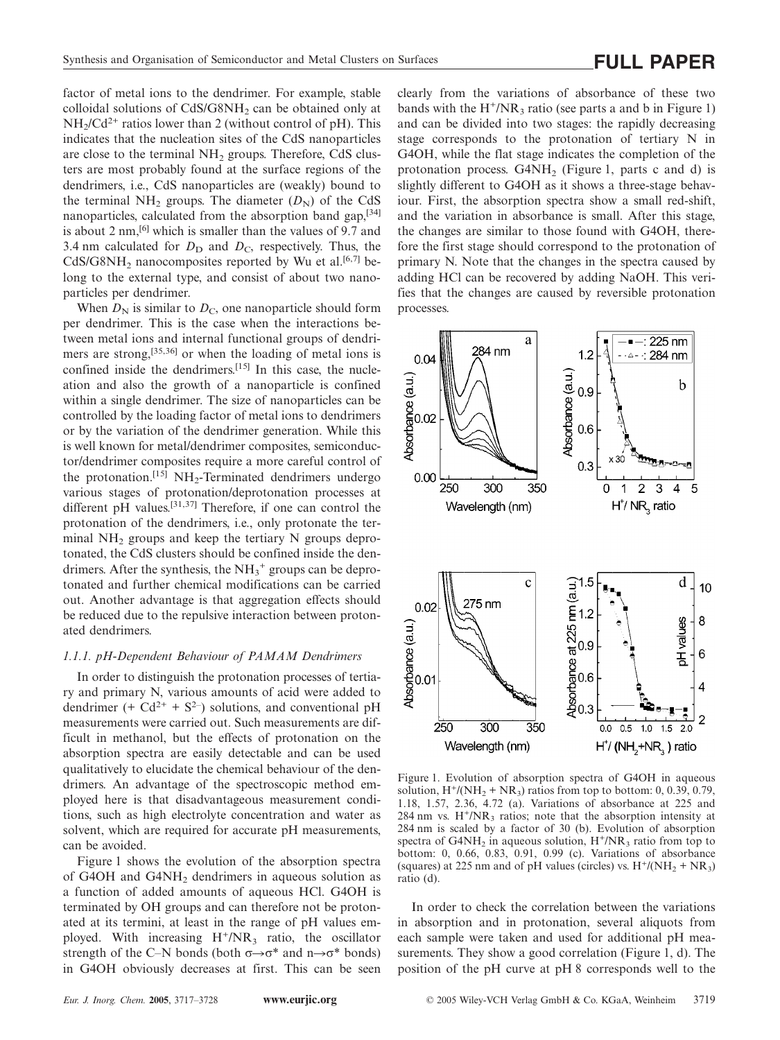factor of metal ions to the dendrimer. For example, stable colloidal solutions of CdS/G8NH$_2$ can be obtained only at NH$_2$/Cd$^{2+}$ ratios lower than 2 (without control of pH). This indicates that the nucleation sites of the CdS nanoparticles are close to the terminal NH$_2$ groups. Therefore, CdS clusters are most probably found at the surface regions of the dendrimers, i.e., CdS nanoparticles are (weakly) bound to the terminal NH$_2$ groups. The diameter ($D_N$) of the CdS nanoparticles, calculated from the absorption band gap,[34] is about 2 nm,[6] which is smaller than the values of 9.7 and 3.4 nm calculated for $D_D$ and $D_C$, respectively. Thus, the CdS/G8NH$_2$ nanocomposites reported by Wu et al.[6,7] belong to the external type, and consist of about two nanoparticles per dendrimer.

When $D_N$ is similar to $D_C$, one nanoparticle should form per dendrimer. This is the case when the interactions between metal ions and internal functional groups of dendrimers are strong,[35,36] or when the loading of metal ions is confined inside the dendrimers.[15] In this case, the nucleation and also the growth of a nanoparticle is confined within a single dendrimer. The size of nanoparticles can be controlled by the loading factor of metal ions to dendrimers or by the variation of the dendrimer generation. While this is well known for metal/dendrimer composites, semiconductor/dendrimer composites require a more careful control of the protonation.[15] NH$_2$-Terminated dendrimers undergo various stages of protonation/deprotonation processes at different pH values.[31,37] Therefore, if one can control the protonation of the dendrimers, i.e., only protonate the terminal NH$_2$ groups and keep the tertiary N groups deprotonated, the CdS clusters should be confined inside the dendrimers. After the synthesis, the NH$_3^+$ groups can be deprotonated and further chemical modifications can be carried out. Another advantage is that aggregation effects should be reduced due to the repulsive interaction between protonated dendrimers.

#### *1.1.1. pH-Dependent Behaviour of PAMAM Dendrimers*

In order to distinguish the protonation processes of tertiary and primary N, various amounts of acid were added to dendrimer (+ Cd$^{2+}$ + S$^{2-}$) solutions, and conventional pH measurements were carried out. Such measurements are difficult in methanol, but the effects of protonation on the absorption spectra are easily detectable and can be used qualitatively to elucidate the chemical behaviour of the dendrimers. An advantage of the spectroscopic method employed here is that disadvantageous measurement conditions, such as high electrolyte concentration and water as solvent, which are required for accurate pH measurements, can be avoided.

Figure 1 shows the evolution of the absorption spectra of G4OH and G4NH$_2$ dendrimers in aqueous solution as a function of added amounts of aqueous HCl. G4OH is terminated by OH groups and can therefore not be protonated at its termini, at least in the range of pH values employed. With increasing H$^+$/NR$_3$ ratio, the oscillator strength of the C–N bonds (both $\sigma \rightarrow \sigma^*$ and $n \rightarrow \sigma^*$ bonds) in G4OH obviously decreases at first. This can be seen clearly from the variations of absorbance of these two bands with the H$^+$/NR$_3$ ratio (see parts a and b in Figure 1) and can be divided into two stages: the rapidly decreasing stage corresponds to the protonation of tertiary N in G4OH, while the flat stage indicates the completion of the protonation process. G4NH$_2$ (Figure 1, parts c and d) is slightly different to G4OH as it shows a three-stage behaviour. First, the absorption spectra show a small red-shift, and the variation in absorbance is small. After this stage, the changes are similar to those found with G4OH, therefore the first stage should correspond to the protonation of primary N. Note that the changes in the spectra caused by adding HCl can be recovered by adding NaOH. This verifies that the changes are caused by reversible protonation processes.

Figure 1. Evolution of absorption spectra of G4OH in aqueous solution, H$^+$/(NH$_2$ + NR$_3$) ratios from top to bottom: 0, 0.39, 0.79, 1.18, 1.57, 2.36, 4.72 (a). Variations of absorbance at 225 and 284 nm vs. H$^+$/NR$_3$ ratios; note that the absorption intensity at 284 nm is scaled by a factor of 30 (b). Evolution of absorption spectra of G4NH$_2$ in aqueous solution, H$^+$/NR$_3$ ratio from top to bottom: 0, 0.66, 0.83, 0.91, 0.99 (c). Variations of absorbance (squares) at 225 nm and of pH values (circles) vs. H$^+$/(NH$_2$ + NR$_3$) ratio (d).

In order to check the correlation between the variations in absorption and in protonation, several aliquots from each sample were taken and used for additional pH measurements. They show a good correlation (Figure 1, d). The position of the pH curve at pH 8 corresponds well to the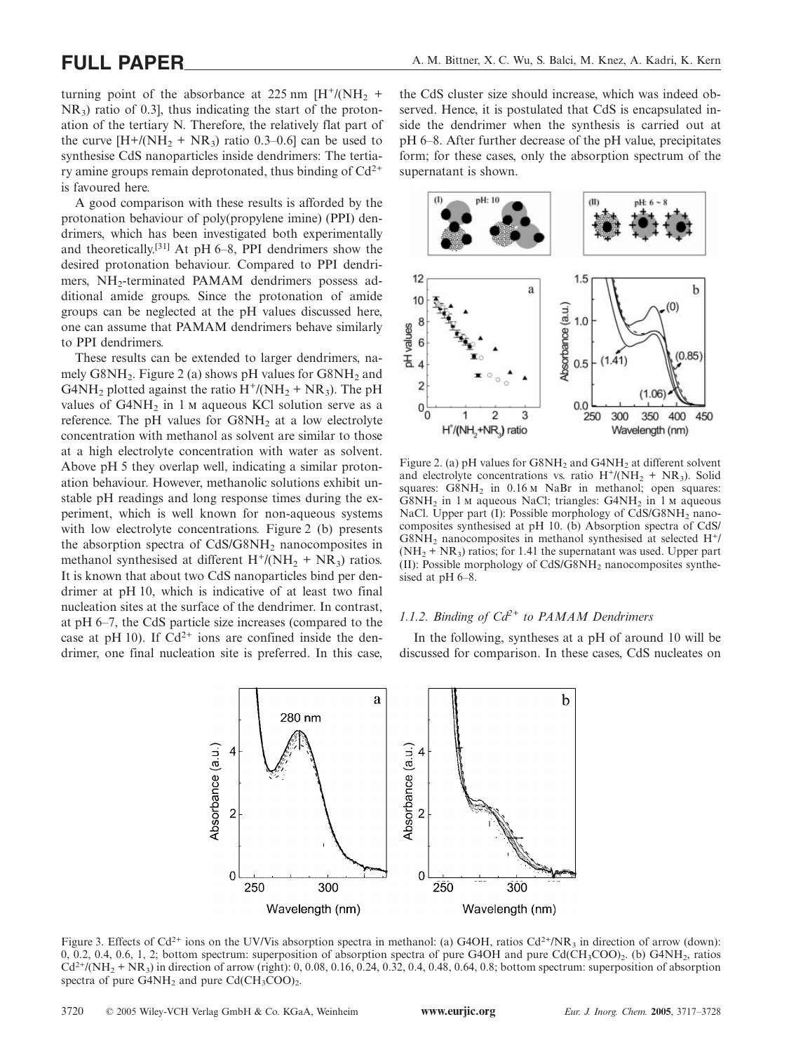turning point of the absorbance at 225 nm [$H^+/(NH_2 + NR_3)$ ratio of 0.3], thus indicating the start of the protonation of the tertiary N. Therefore, the relatively flat part of the curve [$H+/(NH_2 + NR_3)$ ratio 0.3–0.6] can be used to synthesise CdS nanoparticles inside dendrimers: The tertiary amine groups remain deprotonated, thus binding of $Cd^{2+}$ is favoured here.

A good comparison with these results is afforded by the protonation behaviour of poly(propylene imine) (PPI) dendrimers, which has been investigated both experimentally and theoretically.[31] At pH 6–8, PPI dendrimers show the desired protonation behaviour. Compared to PPI dendrimers, $NH_2$-terminated PAMAM dendrimers possess additional amide groups. Since the protonation of amide groups can be neglected at the pH values discussed here, one can assume that PAMAM dendrimers behave similarly to PPI dendrimers.

These results can be extended to larger dendrimers, namely $G8NH_2$. Figure 2 (a) shows pH values for $G8NH_2$ and $G4NH_2$ plotted against the ratio $H^+/(NH_2 + NR_3)$. The pH values of $G4NH_2$ in 1 M aqueous KCl solution serve as a reference. The pH values for $G8NH_2$ at a low electrolyte concentration with methanol as solvent are similar to those at a high electrolyte concentration with water as solvent. Above pH 5 they overlap well, indicating a similar protonation behaviour. However, methanolic solutions exhibit unstable pH readings and long response times during the experiment, which is well known for non-aqueous systems with low electrolyte concentrations. Figure 2 (b) presents the absorption spectra of CdS/$G8NH_2$ nanocomposites in methanol synthesised at different $H^+/(NH_2 + NR_3)$ ratios. It is known that about two CdS nanoparticles bind per dendrimer at pH 10, which is indicative of at least two final nucleation sites at the surface of the dendrimer. In contrast, at pH 6–7, the CdS particle size increases (compared to the case at pH 10). If $Cd^{2+}$ ions are confined inside the dendrimer, one final nucleation site is preferred. In this case, the CdS cluster size should increase, which was indeed observed. Hence, it is postulated that CdS is encapsulated inside the dendrimer when the synthesis is carried out at pH 6–8. After further decrease of the pH value, precipitates form; for these cases, only the absorption spectrum of the supernatant is shown.

Figure 2. (a) pH values for $G8NH_2$ and $G4NH_2$ at different solvent and electrolyte concentrations vs. ratio $H^+/(NH_2 + NR_3)$. Solid squares: $G8NH_2$ in 0.16 M NaBr in methanol; open squares: $G8NH_2$ in 1 M aqueous NaCl; triangles: $G4NH_2$ in 1 M aqueous NaCl. Upper part (I): Possible morphology of CdS/$G8NH_2$ nanocomposites synthesised at pH 10. (b) Absorption spectra of CdS/$G8NH_2$ nanocomposites in methanol synthesised at selected $H^+/(NH_2 + NR_3)$ ratios; for 1.41 the supernatant was used. Upper part (II): Possible morphology of CdS/$G8NH_2$ nanocomposites synthesised at pH 6–8.

### 1.1.2. Binding of $Cd^{2+}$ to PAMAM Dendrimers

In the following, syntheses at a pH of around 10 will be discussed for comparison. In these cases, CdS nucleates on

Figure 3. Effects of $Cd^{2+}$ ions on the UV/Vis absorption spectra in methanol: (a) G4OH, ratios $Cd^{2+}/NR_3$ in direction of arrow (down): 0, 0.2, 0.4, 0.6, 1, 2; bottom spectrum: superposition of absorption spectra of pure G4OH and pure $Cd(CH_3COO)_2$. (b) $G4NH_2$, ratios $Cd^{2+}/(NH_2 + NR_3)$ in direction of arrow (right): 0, 0.08, 0.16, 0.24, 0.32, 0.4, 0.48, 0.64, 0.8; bottom spectrum: superposition of absorption spectra of pure $G4NH_2$ and pure $Cd(CH_3COO)_2$.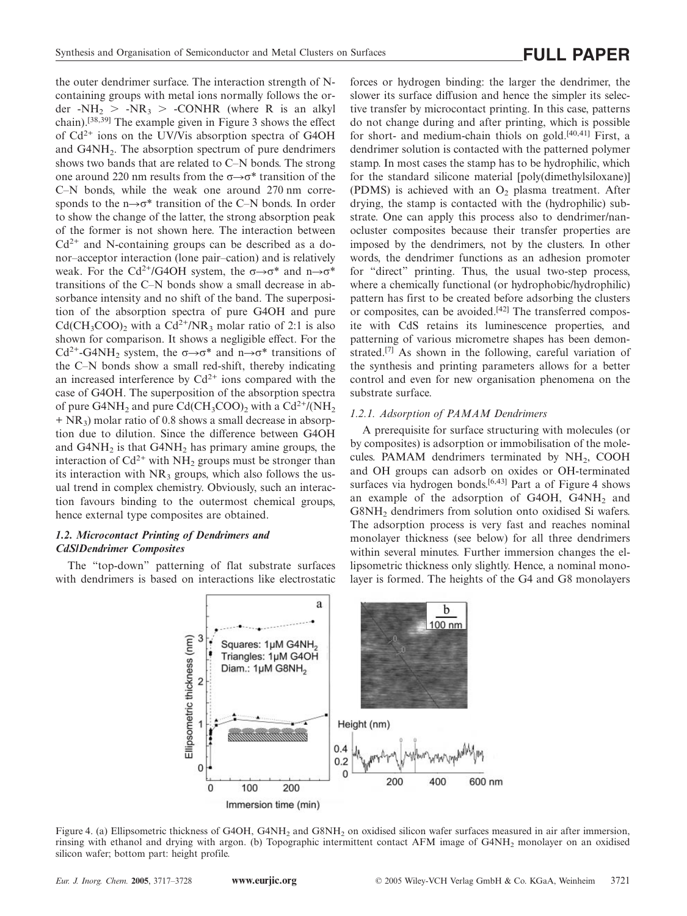the outer dendrimer surface. The interaction strength of N-containing groups with metal ions normally follows the order $-NH_2 > -NR_3 > -CONHR$ (where R is an alkyl chain).[38,39] The example given in Figure 3 shows the effect of $Cd^{2+}$ ions on the UV/Vis absorption spectra of G4OH and $G4NH_2$. The absorption spectrum of pure dendrimers shows two bands that are related to C–N bonds. The strong one around 220 nm results from the $\sigma \rightarrow \sigma^*$ transition of the C–N bonds, while the weak one around 270 nm corresponds to the $n \rightarrow \sigma^*$ transition of the C–N bonds. In order to show the change of the latter, the strong absorption peak of the former is not shown here. The interaction between $Cd^{2+}$ and N-containing groups can be described as a donor–acceptor interaction (lone pair–cation) and is relatively weak. For the $Cd^{2+}$/G4OH system, the $\sigma \rightarrow \sigma^*$ and $n \rightarrow \sigma^*$ transitions of the C–N bonds show a small decrease in absorbance intensity and no shift of the band. The superposition of the absorption spectra of pure G4OH and pure $Cd(CH_3COO)_2$ with a $Cd^{2+}/NR_3$ molar ratio of 2:1 is also shown for comparison. It shows a negligible effect. For the $Cd^{2+}$-$G4NH_2$ system, the $\sigma \rightarrow \sigma^*$ and $n \rightarrow \sigma^*$ transitions of the C–N bonds show a small red-shift, thereby indicating an increased interference by $Cd^{2+}$ ions compared with the case of G4OH. The superposition of the absorption spectra of pure $G4NH_2$ and pure $Cd(CH_3COO)_2$ with a $Cd^{2+}/(NH_2 + NR_3)$ molar ratio of 0.8 shows a small decrease in absorption due to dilution. Since the difference between G4OH and $G4NH_2$ is that $G4NH_2$ has primary amine groups, the interaction of $Cd^{2+}$ with $NH_2$ groups must be stronger than its interaction with $NR_3$ groups, which also follows the usual trend in complex chemistry. Obviously, such an interaction favours binding to the outermost chemical groups, hence external type composites are obtained.

### 1.2. Microcontact Printing of Dendrimers and CdS/Dendrimer Composites

The "top-down" patterning of flat substrate surfaces with dendrimers is based on interactions like electrostatic forces or hydrogen binding: the larger the dendrimer, the slower its surface diffusion and hence the simpler its selective transfer by microcontact printing. In this case, patterns do not change during and after printing, which is possible for short- and medium-chain thiols on gold.[40,41] First, a dendrimer solution is contacted with the patterned polymer stamp. In most cases the stamp has to be hydrophilic, which for the standard silicone material [poly(dimethylsiloxane)] (PDMS) is achieved with an $O_2$ plasma treatment. After drying, the stamp is contacted with the (hydrophilic) substrate. One can apply this process also to dendrimer/nanocluster composites because their transfer properties are imposed by the dendrimers, not by the clusters. In other words, the dendrimer functions as an adhesion promoter for "direct" printing. Thus, the usual two-step process, where a chemically functional (or hydrophobic/hydrophilic) pattern has first to be created before adsorbing the clusters or composites, can be avoided.[42] The transferred composite with CdS retains its luminescence properties, and patterning of various micrometre shapes has been demonstrated.[7] As shown in the following, careful variation of the synthesis and printing parameters allows for a better control and even for new organisation phenomena on the substrate surface.

#### 1.2.1. Adsorption of PAMAM Dendrimers

A prerequisite for surface structuring with molecules (or by composites) is adsorption or immobilisation of the molecules. PAMAM dendrimers terminated by $NH_2$, COOH and OH groups can adsorb on oxides or OH-terminated surfaces via hydrogen bonds.[6,43] Part a of Figure 4 shows an example of the adsorption of G4OH, $G4NH_2$ and $G8NH_2$ dendrimers from solution onto oxidised Si wafers. The adsorption process is very fast and reaches nominal monolayer thickness (see below) for all three dendrimers within several minutes. Further immersion changes the ellipsometric thickness only slightly. Hence, a nominal monolayer is formed. The heights of the G4 and G8 monolayers

Figure 4. (a) Ellipsometric thickness of G4OH, $G4NH_2$ and $G8NH_2$ on oxidised silicon wafer surfaces measured in air after immersion, rinsing with ethanol and drying with argon. (b) Topographic intermittent contact AFM image of $G4NH_2$ monolayer on an oxidised silicon wafer; bottom part: height profile.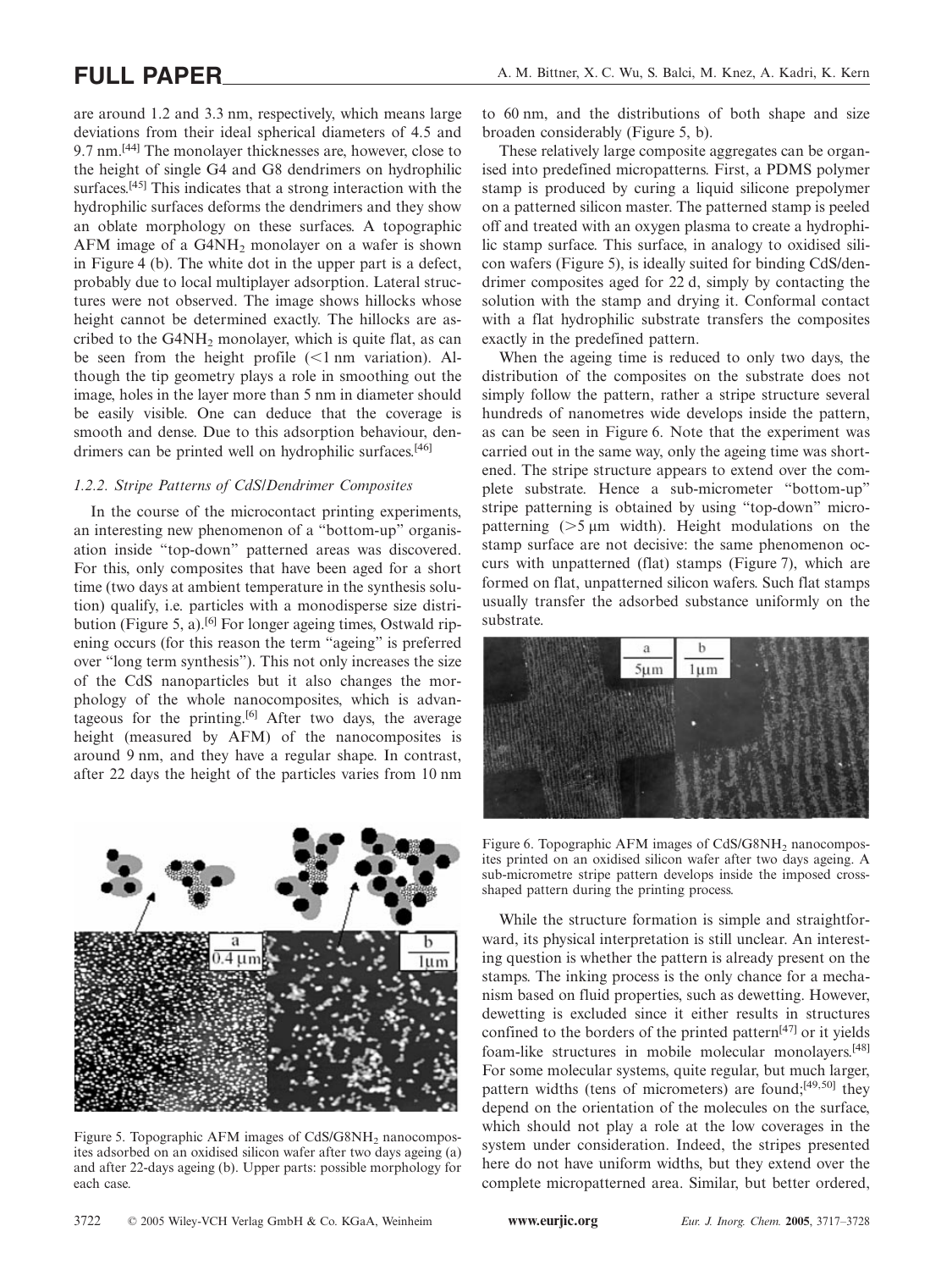are around 1.2 and 3.3 nm, respectively, which means large deviations from their ideal spherical diameters of 4.5 and 9.7 nm.[44] The monolayer thicknesses are, however, close to the height of single G4 and G8 dendrimers on hydrophilic surfaces.[45] This indicates that a strong interaction with the hydrophilic surfaces deforms the dendrimers and they show an oblate morphology on these surfaces. A topographic AFM image of a $G4NH_2$ monolayer on a wafer is shown in Figure 4 (b). The white dot in the upper part is a defect, probably due to local multiplayer adsorption. Lateral structures were not observed. The image shows hillocks whose height cannot be determined exactly. The hillocks are ascribed to the $G4NH_2$ monolayer, which is quite flat, as can be seen from the height profile (<1 nm variation). Although the tip geometry plays a role in smoothing out the image, holes in the layer more than 5 nm in diameter should be easily visible. One can deduce that the coverage is smooth and dense. Due to this adsorption behaviour, dendrimers can be printed well on hydrophilic surfaces.[46]

### 1.2.2. Stripe Patterns of CdS/Dendrimer Composites

In the course of the microcontact printing experiments, an interesting new phenomenon of a "bottom-up" organisation inside "top-down" patterned areas was discovered. For this, only composites that have been aged for a short time (two days at ambient temperature in the synthesis solution) qualify, i.e. particles with a monodisperse size distribution (Figure 5, a).[6] For longer ageing times, Ostwald ripening occurs (for this reason the term "ageing" is preferred over "long term synthesis"). This not only increases the size of the CdS nanoparticles but it also changes the morphology of the whole nanocomposites, which is advantageous for the printing.[6] After two days, the average height (measured by AFM) of the nanocomposites is around 9 nm, and they have a regular shape. In contrast, after 22 days the height of the particles varies from 10 nm to 60 nm, and the distributions of both shape and size broaden considerably (Figure 5, b).

Figure 5. Topographic AFM images of $CdS/G8NH_2$ nanocomposites adsorbed on an oxidised silicon wafer after two days ageing (a) and after 22-days ageing (b). Upper parts: possible morphology for each case.

These relatively large composite aggregates can be organised into predefined micropatterns. First, a PDMS polymer stamp is produced by curing a liquid silicone prepolymer on a patterned silicon master. The patterned stamp is peeled off and treated with an oxygen plasma to create a hydrophilic stamp surface. This surface, in analogy to oxidised silicon wafers (Figure 5), is ideally suited for binding CdS/dendrimer composites aged for 22 d, simply by contacting the solution with the stamp and drying it. Conformal contact with a flat hydrophilic substrate transfers the composites exactly in the predefined pattern.

When the ageing time is reduced to only two days, the distribution of the composites on the substrate does not simply follow the pattern, rather a stripe structure several hundreds of nanometres wide develops inside the pattern, as can be seen in Figure 6. Note that the experiment was carried out in the same way, only the ageing time was shortened. The stripe structure appears to extend over the complete substrate. Hence a sub-micrometer "bottom-up" stripe patterning is obtained by using "top-down" micropatterning (>5 µm width). Height modulations on the stamp surface are not decisive: the same phenomenon occurs with unpatterned (flat) stamps (Figure 7), which are formed on flat, unpatterned silicon wafers. Such flat stamps usually transfer the adsorbed substance uniformly on the substrate.

Figure 6. Topographic AFM images of $CdS/G8NH_2$ nanocomposites printed on an oxidised silicon wafer after two days ageing. A sub-micrometre stripe pattern develops inside the imposed cross-shaped pattern during the printing process.

While the structure formation is simple and straightforward, its physical interpretation is still unclear. An interesting question is whether the pattern is already present on the stamps. The inking process is the only chance for a mechanism based on fluid properties, such as dewetting. However, dewetting is excluded since it either results in structures confined to the borders of the printed pattern[47] or it yields foam-like structures in mobile molecular monolayers.[48] For some molecular systems, quite regular, but much larger, pattern widths (tens of micrometers) are found;[49,50] they depend on the orientation of the molecules on the surface, which should not play a role at the low coverages in the system under consideration. Indeed, the stripes presented here do not have uniform widths, but they extend over the complete micropatterned area. Similar, but better ordered,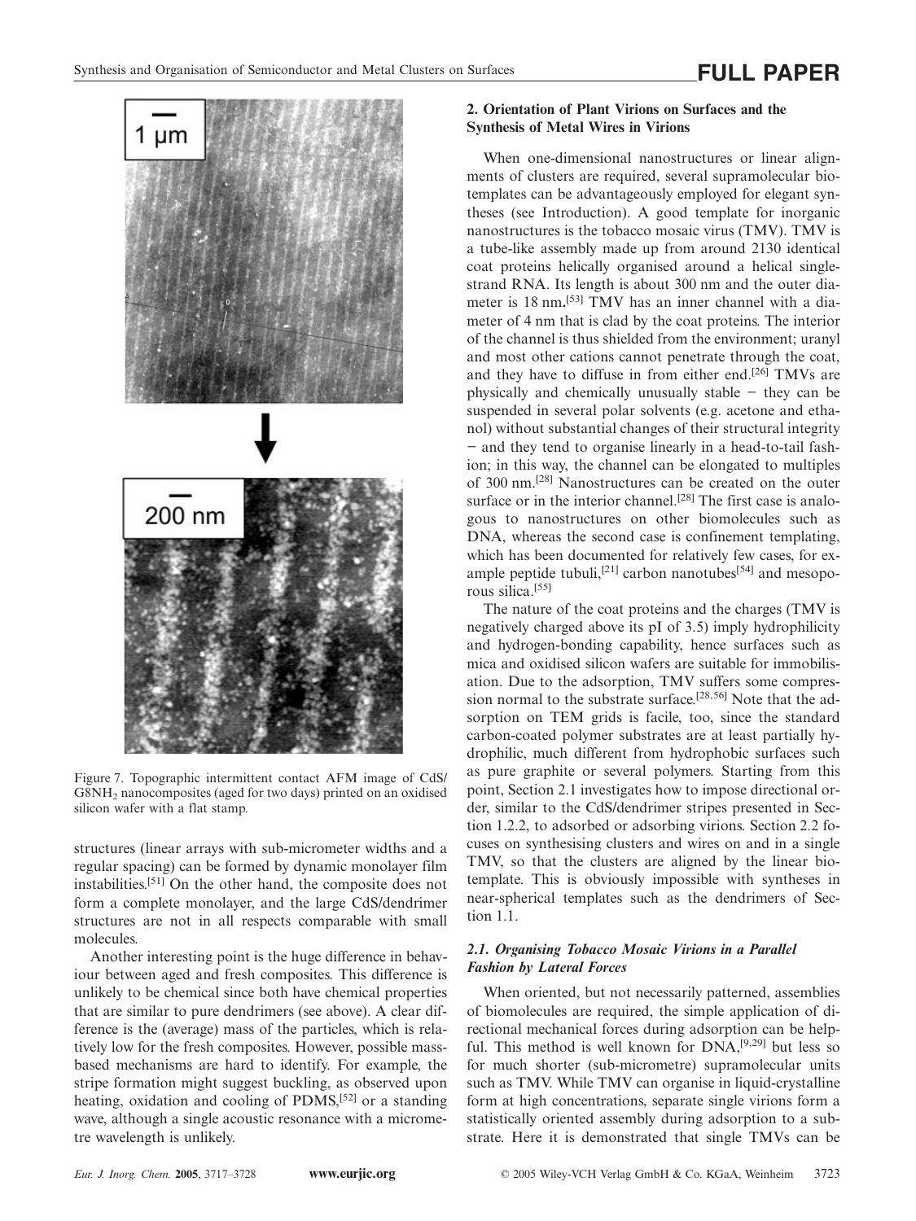Figure 7. Topographic intermittent contact AFM image of CdS/G8NH$_2$ nanocomposites (aged for two days) printed on an oxidised silicon wafer with a flat stamp.

structures (linear arrays with sub-micrometer widths and a regular spacing) can be formed by dynamic monolayer film instabilities.[51] On the other hand, the composite does not form a complete monolayer, and the large CdS/dendrimer structures are not in all respects comparable with small molecules.

Another interesting point is the huge difference in behaviour between aged and fresh composites. This difference is unlikely to be chemical since both have chemical properties that are similar to pure dendrimers (see above). A clear difference is the (average) mass of the particles, which is relatively low for the fresh composites. However, possible mass-based mechanisms are hard to identify. For example, the stripe formation might suggest buckling, as observed upon heating, oxidation and cooling of PDMS,[52] or a standing wave, although a single acoustic resonance with a micrometre wavelength is unlikely.

## 2. Orientation of Plant Virions on Surfaces and the Synthesis of Metal Wires in Virions

When one-dimensional nanostructures or linear alignments of clusters are required, several supramolecular biotemplates can be advantageously employed for elegant syntheses (see Introduction). A good template for inorganic nanostructures is the tobacco mosaic virus (TMV). TMV is a tube-like assembly made up from around 2130 identical coat proteins helically organised around a helical single-strand RNA. Its length is about 300 nm and the outer diameter is 18 nm.[53] TMV has an inner channel with a diameter of 4 nm that is clad by the coat proteins. The interior of the channel is thus shielded from the environment; uranyl and most other cations cannot penetrate through the coat, and they have to diffuse in from either end.[26] TMVs are physically and chemically unusually stable – they can be suspended in several polar solvents (e.g. acetone and ethanol) without substantial changes of their structural integrity – and they tend to organise linearly in a head-to-tail fashion; in this way, the channel can be elongated to multiples of 300 nm.[28] Nanostructures can be created on the outer surface or in the interior channel.[28] The first case is analogous to nanostructures on other biomolecules such as DNA, whereas the second case is confinement templating, which has been documented for relatively few cases, for example peptide tubuli,[21] carbon nanotubes[54] and mesoporous silica.[55]

The nature of the coat proteins and the charges (TMV is negatively charged above its pI of 3.5) imply hydrophilicity and hydrogen-bonding capability, hence surfaces such as mica and oxidised silicon wafers are suitable for immobilisation. Due to the adsorption, TMV suffers some compression normal to the substrate surface.[28,56] Note that the adsorption on TEM grids is facile, too, since the standard carbon-coated polymer substrates are at least partially hydrophilic, much different from hydrophobic surfaces such as pure graphite or several polymers. Starting from this point, Section 2.1 investigates how to impose directional order, similar to the CdS/dendrimer stripes presented in Section 1.2.2, to adsorbed or adsorbing virions. Section 2.2 focuses on synthesising clusters and wires on and in a single TMV, so that the clusters are aligned by the linear biotemplate. This is obviously impossible with syntheses in near-spherical templates such as the dendrimers of Section 1.1.

### 2.1. Organising Tobacco Mosaic Virions in a Parallel Fashion by Lateral Forces

When oriented, but not necessarily patterned, assemblies of biomolecules are required, the simple application of directional mechanical forces during adsorption can be helpful. This method is well known for DNA,[9,29] but less so for much shorter (sub-micrometre) supramolecular units such as TMV. While TMV can organise in liquid-crystalline form at high concentrations, separate single virions form a statistically oriented assembly during adsorption to a substrate. Here it is demonstrated that single TMVs can be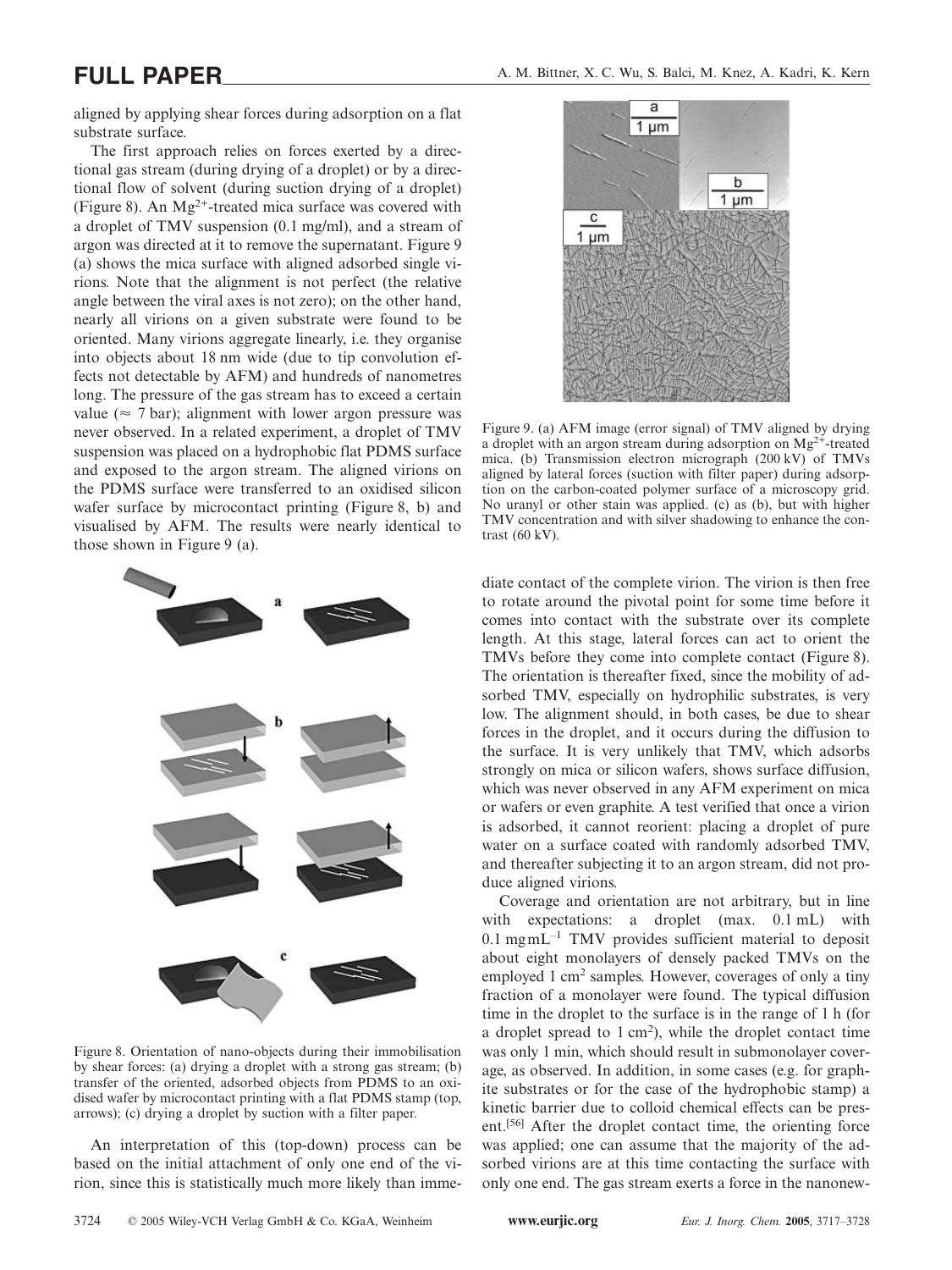aligned by applying shear forces during adsorption on a flat substrate surface.

The first approach relies on forces exerted by a directional gas stream (during drying of a droplet) or by a directional flow of solvent (during suction drying of a droplet) (Figure 8). An $Mg^{2+}$-treated mica surface was covered with a droplet of TMV suspension (0.1 mg/ml), and a stream of argon was directed at it to remove the supernatant. Figure 9 (a) shows the mica surface with aligned adsorbed single virions. Note that the alignment is not perfect (the relative angle between the viral axes is not zero); on the other hand, nearly all virions on a given substrate were found to be oriented. Many virions aggregate linearly, i.e. they organise into objects about 18 nm wide (due to tip convolution effects not detectable by AFM) and hundreds of nanometres long. The pressure of the gas stream has to exceed a certain value (≈ 7 bar); alignment with lower argon pressure was never observed. In a related experiment, a droplet of TMV suspension was placed on a hydrophobic flat PDMS surface and exposed to the argon stream. The aligned virions on the PDMS surface were transferred to an oxidised silicon wafer surface by microcontact printing (Figure 8, b) and visualised by AFM. The results were nearly identical to those shown in Figure 9 (a).

Figure 8. Orientation of nano-objects during their immobilisation by shear forces: (a) drying a droplet with a strong gas stream; (b) transfer of the oriented, adsorbed objects from PDMS to an oxidised wafer by microcontact printing with a flat PDMS stamp (top, arrows); (c) drying a droplet by suction with a filter paper.

An interpretation of this (top-down) process can be based on the initial attachment of only one end of the virion, since this is statistically much more likely than immediate contact of the complete virion. The virion is then free to rotate around the pivotal point for some time before it comes into contact with the substrate over its complete length. At this stage, lateral forces can act to orient the TMVs before they come into complete contact (Figure 8). The orientation is thereafter fixed, since the mobility of adsorbed TMV, especially on hydrophilic substrates, is very low. The alignment should, in both cases, be due to shear forces in the droplet, and it occurs during the diffusion to the surface. It is very unlikely that TMV, which adsorbs strongly on mica or silicon wafers, shows surface diffusion, which was never observed in any AFM experiment on mica or wafers or even graphite. A test verified that once a virion is adsorbed, it cannot reorient: placing a droplet of pure water on a surface coated with randomly adsorbed TMV, and thereafter subjecting it to an argon stream, did not produce aligned virions.

Figure 9. (a) AFM image (error signal) of TMV aligned by drying a droplet with an argon stream during adsorption on $Mg^{2+}$-treated mica. (b) Transmission electron micrograph (200 kV) of TMVs aligned by lateral forces (suction with filter paper) during adsorption on the carbon-coated polymer surface of a microscopy grid. No uranyl or other stain was applied. (c) as (b), but with higher TMV concentration and with silver shadowing to enhance the contrast (60 kV).

Coverage and orientation are not arbitrary, but in line with expectations: a droplet (max. 0.1 mL) with 0.1 $mg\,mL^{-1}$ TMV provides sufficient material to deposit about eight monolayers of densely packed TMVs on the employed 1 $cm^2$ samples. However, coverages of only a tiny fraction of a monolayer were found. The typical diffusion time in the droplet to the surface is in the range of 1 h (for a droplet spread to 1 $cm^2$), while the droplet contact time was only 1 min, which should result in submonolayer coverage, as observed. In addition, in some cases (e.g. for graphite substrates or for the case of the hydrophobic stamp) a kinetic barrier due to colloid chemical effects can be present.[56] After the droplet contact time, the orienting force was applied; one can assume that the majority of the adsorbed virions are at this time contacting the surface with only one end. The gas stream exerts a force in the nanonew-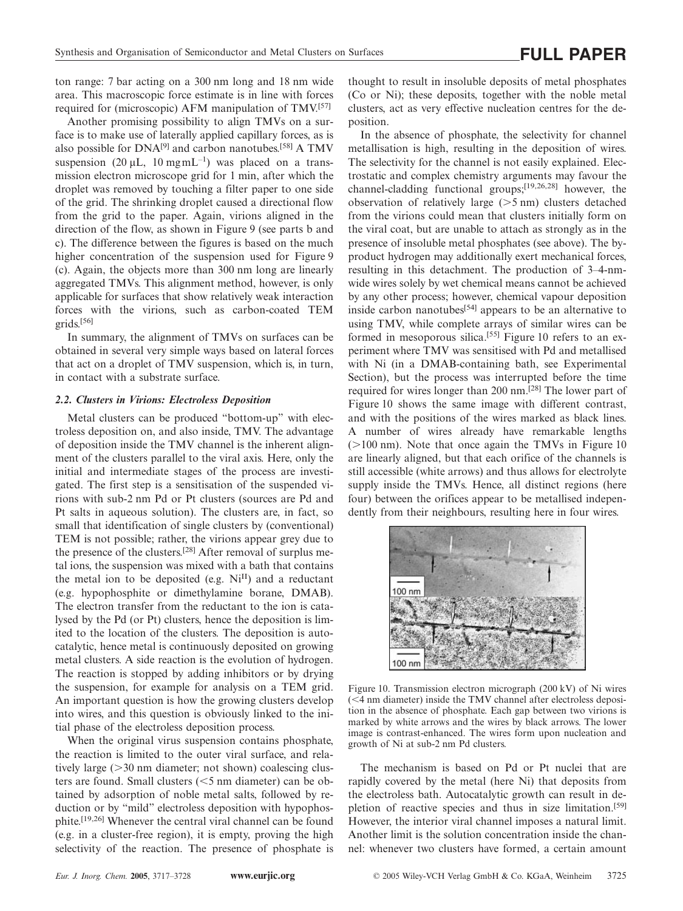ton range: 7 bar acting on a 300 nm long and 18 nm wide area. This macroscopic force estimate is in line with forces required for (microscopic) AFM manipulation of TMV.[57]

Another promising possibility to align TMVs on a surface is to make use of laterally applied capillary forces, as is also possible for DNA[9] and carbon nanotubes.[58] A TMV suspension (20 µL, 10 mg mL$^{-1}$) was placed on a transmission electron microscope grid for 1 min, after which the droplet was removed by touching a filter paper to one side of the grid. The shrinking droplet caused a directional flow from the grid to the paper. Again, virions aligned in the direction of the flow, as shown in Figure 9 (see parts b and c). The difference between the figures is based on the much higher concentration of the suspension used for Figure 9 (c). Again, the objects more than 300 nm long are linearly aggregated TMVs. This alignment method, however, is only applicable for surfaces that show relatively weak interaction forces with the virions, such as carbon-coated TEM grids.[56]

In summary, the alignment of TMVs on surfaces can be obtained in several very simple ways based on lateral forces that act on a droplet of TMV suspension, which is, in turn, in contact with a substrate surface.

### *2.2. Clusters in Virions: Electroless Deposition*

Metal clusters can be produced "bottom-up" with electroless deposition on, and also inside, TMV. The advantage of deposition inside the TMV channel is the inherent alignment of the clusters parallel to the viral axis. Here, only the initial and intermediate stages of the process are investigated. The first step is a sensitisation of the suspended virions with sub-2 nm Pd or Pt clusters (sources are Pd and Pt salts in aqueous solution). The clusters are, in fact, so small that identification of single clusters by (conventional) TEM is not possible; rather, the virions appear grey due to the presence of the clusters.[28] After removal of surplus metal ions, the suspension was mixed with a bath that contains the metal ion to be deposited (e.g. $Ni^{II}$) and a reductant (e.g. hypophosphite or dimethylamine borane, DMAB). The electron transfer from the reductant to the ion is catalysed by the Pd (or Pt) clusters, hence the deposition is limited to the location of the clusters. The deposition is autocatalytic, hence metal is continuously deposited on growing metal clusters. A side reaction is the evolution of hydrogen. The reaction is stopped by adding inhibitors or by drying the suspension, for example for analysis on a TEM grid. An important question is how the growing clusters develop into wires, and this question is obviously linked to the initial phase of the electroless deposition process.

When the original virus suspension contains phosphate, the reaction is limited to the outer viral surface, and relatively large (>30 nm diameter; not shown) coalescing clusters are found. Small clusters (<5 nm diameter) can be obtained by adsorption of noble metal salts, followed by reduction or by "mild" electroless deposition with hypophosphite.[19,26] Whenever the central viral channel can be found (e.g. in a cluster-free region), it is empty, proving the high selectivity of the reaction. The presence of phosphate is thought to result in insoluble deposits of metal phosphates (Co or Ni); these deposits, together with the noble metal clusters, act as very effective nucleation centres for the deposition.

In the absence of phosphate, the selectivity for channel metallisation is high, resulting in the deposition of wires. The selectivity for the channel is not easily explained. Electrostatic and complex chemistry arguments may favour the channel-cladding functional groups;[19,26,28] however, the observation of relatively large (>5 nm) clusters detached from the virions could mean that clusters initially form on the viral coat, but are unable to attach as strongly as in the presence of insoluble metal phosphates (see above). The byproduct hydrogen may additionally exert mechanical forces, resulting in this detachment. The production of 3–4-nm-wide wires solely by wet chemical means cannot be achieved by any other process; however, chemical vapour deposition inside carbon nanotubes[54] appears to be an alternative to using TMV, while complete arrays of similar wires can be formed in mesoporous silica.[55] Figure 10 refers to an experiment where TMV was sensitised with Pd and metallised with Ni (in a DMAB-containing bath, see Experimental Section), but the process was interrupted before the time required for wires longer than 200 nm.[28] The lower part of Figure 10 shows the same image with different contrast, and with the positions of the wires marked as black lines. A number of wires already have remarkable lengths (>100 nm). Note that once again the TMVs in Figure 10 are linearly aligned, but that each orifice of the channels is still accessible (white arrows) and thus allows for electrolyte supply inside the TMVs. Hence, all distinct regions (here four) between the orifices appear to be metallised independently from their neighbours, resulting here in four wires.

Figure 10. Transmission electron micrograph (200 kV) of Ni wires (<4 nm diameter) inside the TMV channel after electroless deposition in the absence of phosphate. Each gap between two virions is marked by white arrows and the wires by black arrows. The lower image is contrast-enhanced. The wires form upon nucleation and growth of Ni at sub-2 nm Pd clusters.

The mechanism is based on Pd or Pt nuclei that are rapidly covered by the metal (here Ni) that deposits from the electroless bath. Autocatalytic growth can result in depletion of reactive species and thus in size limitation.[59] However, the interior viral channel imposes a natural limit. Another limit is the solution concentration inside the channel: whenever two clusters have formed, a certain amount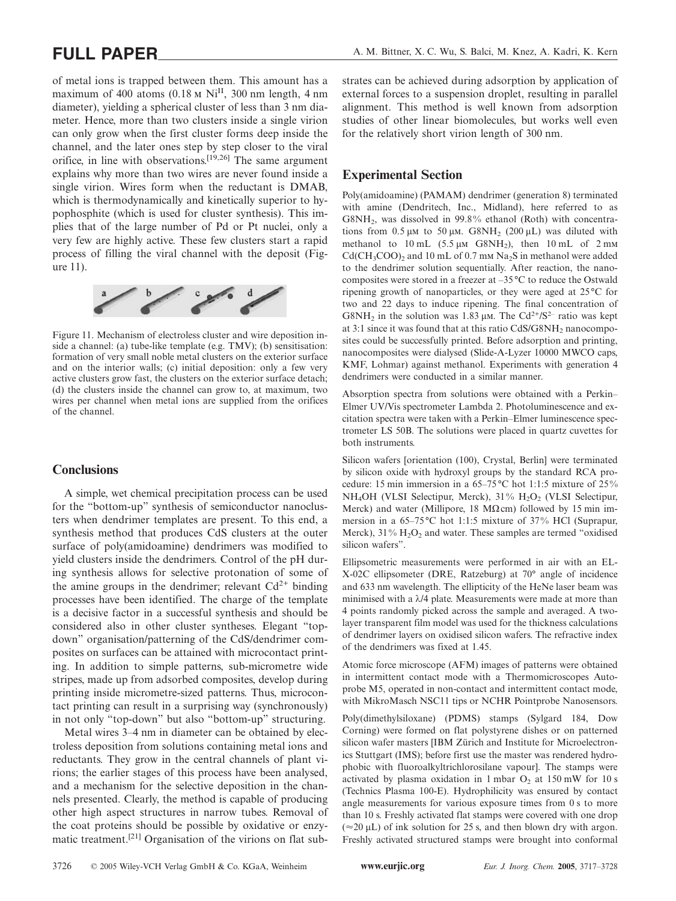of metal ions is trapped between them. This amount has a maximum of 400 atoms (0.18 M $Ni^{II}$, 300 nm length, 4 nm diameter), yielding a spherical cluster of less than 3 nm diameter. Hence, more than two clusters inside a single virion can only grow when the first cluster forms deep inside the channel, and the later ones step by step closer to the viral orifice, in line with observations.[19,26] The same argument explains why more than two wires are never found inside a single virion. Wires form when the reductant is DMAB, which is thermodynamically and kinetically superior to hypophosphite (which is used for cluster synthesis). This implies that of the large number of Pd or Pt nuclei, only a very few are highly active. These few clusters start a rapid process of filling the viral channel with the deposit (Figure 11).

Figure 11. Mechanism of electroless cluster and wire deposition inside a channel: (a) tube-like template (e.g. TMV); (b) sensitisation: formation of very small noble metal clusters on the exterior surface and on the interior walls; (c) initial deposition: only a few very active clusters grow fast, the clusters on the exterior surface detach; (d) the clusters inside the channel can grow to, at maximum, two wires per channel when metal ions are supplied from the orifices of the channel.

## Conclusions

A simple, wet chemical precipitation process can be used for the "bottom-up" synthesis of semiconductor nanoclusters when dendrimer templates are present. To this end, a synthesis method that produces CdS clusters at the outer surface of poly(amidoamine) dendrimers was modified to yield clusters inside the dendrimers. Control of the pH during synthesis allows for selective protonation of some of the amine groups in the dendrimer; relevant $Cd^{2+}$ binding processes have been identified. The charge of the template is a decisive factor in a successful synthesis and should be considered also in other cluster syntheses. Elegant "top-down" organisation/patterning of the CdS/dendrimer composites on surfaces can be attained with microcontact printing. In addition to simple patterns, sub-micrometre wide stripes, made up from adsorbed composites, develop during printing inside micrometre-sized patterns. Thus, microcontact printing can result in a surprising way (synchronously) in not only "top-down" but also "bottom-up" structuring.

Metal wires 3–4 nm in diameter can be obtained by electroless deposition from solutions containing metal ions and reductants. They grow in the central channels of plant virions; the earlier stages of this process have been analysed, and a mechanism for the selective deposition in the channels presented. Clearly, the method is capable of producing other high aspect structures in narrow tubes. Removal of the coat proteins should be possible by oxidative or enzymatic treatment.[21] Organisation of the virions on flat substrates can be achieved during adsorption by application of external forces to a suspension droplet, resulting in parallel alignment. This method is well known from adsorption studies of other linear biomolecules, but works well even for the relatively short virion length of 300 nm.

## Experimental Section

Poly(amidoamine) (PAMAM) dendrimer (generation 8) terminated with amine (Dendritech, Inc., Midland), here referred to as $G8NH_2$, was dissolved in 99.8% ethanol (Roth) with concentrations from 0.5 μM to 50 μM. $G8NH_2$ (200 μL) was diluted with methanol to 10 mL (5.5 μM $G8NH_2$), then 10 mL of 2 mM $Cd(CH_3COO)_2$ and 10 mL of 0.7 mM $Na_2S$ in methanol were added to the dendrimer solution sequentially. After reaction, the nanocomposites were stored in a freezer at –35 °C to reduce the Ostwald ripening growth of nanoparticles, or they were aged at 25 °C for two and 22 days to induce ripening. The final concentration of $G8NH_2$ in the solution was 1.83 μM. The $Cd^{2+}/S^{2-}$ ratio was kept at 3:1 since it was found that at this ratio $CdS/G8NH_2$ nanocomposites could be successfully printed. Before adsorption and printing, nanocomposites were dialysed (Slide-A-Lyzer 10000 MWCO caps, KMF, Lohmar) against methanol. Experiments with generation 4 dendrimers were conducted in a similar manner.

Absorption spectra from solutions were obtained with a Perkin–Elmer UV/Vis spectrometer Lambda 2. Photoluminescence and excitation spectra were taken with a Perkin–Elmer luminescence spectrometer LS 50B. The solutions were placed in quartz cuvettes for both instruments.

Silicon wafers [orientation (100), Crystal, Berlin] were terminated by silicon oxide with hydroxyl groups by the standard RCA procedure: 15 min immersion in a 65–75 °C hot 1:1:5 mixture of 25% $NH_4OH$ (VLSI Selectipur, Merck), 31% $H_2O_2$ (VLSI Selectipur, Merck) and water (Millipore, 18 MΩcm) followed by 15 min immersion in a 65–75 °C hot 1:1:5 mixture of 37% HCl (Suprapur, Merck), 31% $H_2O_2$ and water. These samples are termed "oxidised silicon wafers".

Ellipsometric measurements were performed in air with an EL-X-02C ellipsometer (DRE, Ratzeburg) at 70° angle of incidence and 633 nm wavelength. The ellipticity of the HeNe laser beam was minimised with a λ/4 plate. Measurements were made at more than 4 points randomly picked across the sample and averaged. A two-layer transparent film model was used for the thickness calculations of dendrimer layers on oxidised silicon wafers. The refractive index of the dendrimers was fixed at 1.45.

Atomic force microscope (AFM) images of patterns were obtained in intermittent contact mode with a Thermomicroscopes Autoprobe M5, operated in non-contact and intermittent contact mode, with MikroMasch NSC11 tips or NCHR Pointprobe Nanosensors.

Poly(dimethylsiloxane) (PDMS) stamps (Sylgard 184, Dow Corning) were formed on flat polystyrene dishes or on patterned silicon wafer masters [IBM Zürich and Institute for Microelectronics Stuttgart (IMS); before first use the master was rendered hydrophobic with fluoroalkyltrichlorosilane vapour]. The stamps were activated by plasma oxidation in 1 mbar $O_2$ at 150 mW for 10 s (Technics Plasma 100-E). Hydrophilicity was ensured by contact angle measurements for various exposure times from 0 s to more than 10 s. Freshly activated flat stamps were covered with one drop (≈20 μL) of ink solution for 25 s, and then blown dry with argon. Freshly activated structured stamps were brought into conformal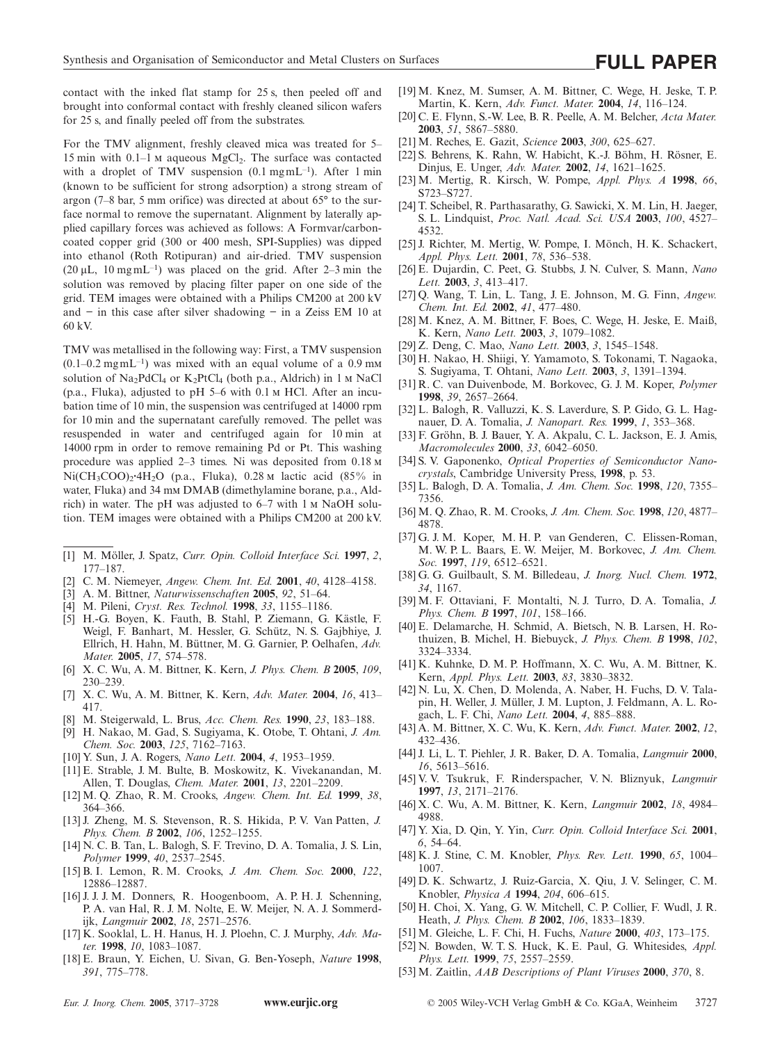contact with the inked flat stamp for 25 s, then peeled off and brought into conformal contact with freshly cleaned silicon wafers for 25 s, and finally peeled off from the substrates.

For the TMV alignment, freshly cleaved mica was treated for 5–15 min with 0.1–1 M aqueous $MgCl_2$. The surface was contacted with a droplet of TMV suspension (0.1 mg mL$^{-1}$). After 1 min (known to be sufficient for strong adsorption) a strong stream of argon (7–8 bar, 5 mm orifice) was directed at about 65° to the surface normal to remove the supernatant. Alignment by laterally applied capillary forces was achieved as follows: A Formvar/carbon-coated copper grid (300 or 400 mesh, SPI-Supplies) was dipped into ethanol (Roth Rotipuran) and air-dried. TMV suspension (20 µL, 10 mg mL$^{-1}$) was placed on the grid. After 2–3 min the solution was removed by placing filter paper on one side of the grid. TEM images were obtained with a Philips CM200 at 200 kV and – in this case after silver shadowing – in a Zeiss EM 10 at 60 kV.

TMV was metallised in the following way: First, a TMV suspension (0.1–0.2 mg mL$^{-1}$) was mixed with an equal volume of a 0.9 mM solution of $Na_2PdCl_4$ or $K_2PtCl_4$ (both p.a., Aldrich) in 1 M NaCl (p.a., Fluka), adjusted to pH 5–6 with 0.1 M HCl. After an incubation time of 10 min, the suspension was centrifuged at 14000 rpm for 10 min and the supernatant carefully removed. The pellet was resuspended in water and centrifuged again for 10 min at 14000 rpm in order to remove remaining Pd or Pt. This washing procedure was applied 2–3 times. Ni was deposited from 0.18 M $Ni(CH_3COO)_2 \cdot 4H_2O$ (p.a., Fluka), 0.28 M lactic acid (85% in water, Fluka) and 34 mM DMAB (dimethylamine borane, p.a., Aldrich) in water. The pH was adjusted to 6–7 with 1 M NaOH solution. TEM images were obtained with a Philips CM200 at 200 kV.

[1] M. Möller, J. Spatz, *Curr. Opin. Colloid Interface Sci.* **1997**, *2*, 177–187.
[2] C. M. Niemeyer, *Angew. Chem. Int. Ed.* **2001**, *40*, 4128–4158.
[3] A. M. Bittner, *Naturwissenschaften* **2005**, *92*, 51–64.
[4] M. Pileni, *Cryst. Res. Technol.* **1998**, *33*, 1155–1186.
[5] H.-G. Boyen, K. Fauth, B. Stahl, P. Ziemann, G. Kästle, F. Weigl, F. Banhart, M. Hessler, G. Schütz, N. S. Gajbhiye, J. Ellrich, H. Hahn, M. Büttner, M. G. Garnier, P. Oelhafen, *Adv. Mater.* **2005**, *17*, 574–578.
[6] X. C. Wu, A. M. Bittner, K. Kern, *J. Phys. Chem. B* **2005**, *109*, 230–239.
[7] X. C. Wu, A. M. Bittner, K. Kern, *Adv. Mater.* **2004**, *16*, 413–417.
[8] M. Steigerwald, L. Brus, *Acc. Chem. Res.* **1990**, *23*, 183–188.
[9] H. Nakao, M. Gad, S. Sugiyama, K. Otobe, T. Ohtani, *J. Am. Chem. Soc.* **2003**, *125*, 7162–7163.
[10] Y. Sun, J. A. Rogers, *Nano Lett.* **2004**, *4*, 1953–1959.
[11] E. Strable, J. M. Bulte, B. Moskowitz, K. Vivekanandan, M. Allen, T. Douglas, *Chem. Mater.* **2001**, *13*, 2201–2209.
[12] M. Q. Zhao, R. M. Crooks, *Angew. Chem. Int. Ed.* **1999**, *38*, 364–366.
[13] J. Zheng, M. S. Stevenson, R. S. Hikida, P. V. Van Patten, *J. Phys. Chem. B* **2002**, *106*, 1252–1255.
[14] N. C. B. Tan, L. Balogh, S. F. Trevino, D. A. Tomalia, J. S. Lin, *Polymer* **1999**, *40*, 2537–2545.
[15] B. I. Lemon, R. M. Crooks, *J. Am. Chem. Soc.* **2000**, *122*, 12886–12887.
[16] J. J. J. M. Donners, R. Hoogenboom, A. P. H. J. Schenning, P. A. van Hal, R. J. M. Nolte, E. W. Meijer, N. A. J. Sommerdijk, *Langmuir* **2002**, *18*, 2571–2576.
[17] K. Sooklal, L. H. Hanus, H. J. Ploehn, C. J. Murphy, *Adv. Mater.* **1998**, *10*, 1083–1087.
[18] E. Braun, Y. Eichen, U. Sivan, G. Ben-Yoseph, *Nature* **1998**, *391*, 775–778.
[19] M. Knez, M. Sumser, A. M. Bittner, C. Wege, H. Jeske, T. P. Martin, K. Kern, *Adv. Funct. Mater.* **2004**, *14*, 116–124.
[20] C. E. Flynn, S.-W. Lee, B. R. Peelle, A. M. Belcher, *Acta Mater.* **2003**, *51*, 5867–5880.
[21] M. Reches, E. Gazit, *Science* **2003**, *300*, 625–627.
[22] S. Behrens, K. Rahn, W. Habicht, K.-J. Böhm, H. Rösner, E. Dinjus, E. Unger, *Adv. Mater.* **2002**, *14*, 1621–1625.
[23] M. Mertig, R. Kirsch, W. Pompe, *Appl. Phys. A* **1998**, *66*, S723–S727.
[24] T. Scheibel, R. Parthasarathy, G. Sawicki, X. M. Lin, H. Jaeger, S. L. Lindquist, *Proc. Natl. Acad. Sci. USA* **2003**, *100*, 4527–4532.
[25] J. Richter, M. Mertig, W. Pompe, I. Mönch, H. K. Schackert, *Appl. Phys. Lett.* **2001**, *78*, 536–538.
[26] E. Dujardin, C. Peet, G. Stubbs, J. N. Culver, S. Mann, *Nano Lett.* **2003**, *3*, 413–417.
[27] Q. Wang, T. Lin, L. Tang, J. E. Johnson, M. G. Finn, *Angew. Chem. Int. Ed.* **2002**, *41*, 477–480.
[28] M. Knez, A. M. Bittner, F. Boes, C. Wege, H. Jeske, E. Maiß, K. Kern, *Nano Lett.* **2003**, *3*, 1079–1082.
[29] Z. Deng, C. Mao, *Nano Lett.* **2003**, *3*, 1545–1548.
[30] H. Nakao, H. Shiigi, Y. Yamamoto, S. Tokonami, T. Nagaoka, S. Sugiyama, T. Ohtani, *Nano Lett.* **2003**, *3*, 1391–1394.
[31] R. C. van Duivenbode, M. Borkovec, G. J. M. Koper, *Polymer* **1998**, *39*, 2657–2664.
[32] L. Balogh, R. Valluzzi, K. S. Laverdure, S. P. Gido, G. L. Hagnauer, D. A. Tomalia, *J. Nanopart. Res.* **1999**, *1*, 353–368.
[33] F. Gröhn, B. J. Bauer, Y. A. Akpalu, C. L. Jackson, E. J. Amis, *Macromolecules* **2000**, *33*, 6042–6050.
[34] S. V. Gaponenko, *Optical Properties of Semiconductor Nanocrystals*, Cambridge University Press, **1998**, p. 53.
[35] L. Balogh, D. A. Tomalia, *J. Am. Chem. Soc.* **1998**, *120*, 7355–7356.
[36] M. Q. Zhao, R. M. Crooks, *J. Am. Chem. Soc.* **1998**, *120*, 4877–4878.
[37] G. J. M. Koper, M. H. P. van Genderen, C. Elissen-Roman, M. W. P. L. Baars, E. W. Meijer, M. Borkovec, *J. Am. Chem. Soc.* **1997**, *119*, 6512–6521.
[38] G. G. Guilbault, S. M. Billedeau, *J. Inorg. Nucl. Chem.* **1972**, *34*, 1167.
[39] M. F. Ottaviani, F. Montalti, N. J. Turro, D. A. Tomalia, *J. Phys. Chem. B* **1997**, *101*, 158–166.
[40] E. Delamarche, H. Schmid, A. Bietsch, N. B. Larsen, H. Rothuizen, B. Michel, H. Biebuyck, *J. Phys. Chem. B* **1998**, *102*, 3324–3334.
[41] K. Kuhnke, D. M. P. Hoffmann, X. C. Wu, A. M. Bittner, K. Kern, *Appl. Phys. Lett.* **2003**, *83*, 3830–3832.
[42] N. Lu, X. Chen, D. Molenda, A. Naber, H. Fuchs, D. V. Talapin, H. Weller, J. Müller, J. M. Lupton, J. Feldmann, A. L. Rogach, L. F. Chi, *Nano Lett.* **2004**, *4*, 885–888.
[43] A. M. Bittner, X. C. Wu, K. Kern, *Adv. Funct. Mater.* **2002**, *12*, 432–436.
[44] J. Li, L. T. Piehler, J. R. Baker, D. A. Tomalia, *Langmuir* **2000**, *16*, 5613–5616.
[45] V. V. Tsukruk, F. Rinderspacher, V. N. Bliznyuk, *Langmuir* **1997**, *13*, 2171–2176.
[46] X. C. Wu, A. M. Bittner, K. Kern, *Langmuir* **2002**, *18*, 4984–4988.
[47] Y. Xia, D. Qin, Y. Yin, *Curr. Opin. Colloid Interface Sci.* **2001**, *6*, 54–64.
[48] K. J. Stine, C. M. Knobler, *Phys. Rev. Lett.* **1990**, *65*, 1004–1007.
[49] D. K. Schwartz, J. Ruiz-Garcia, X. Qiu, J. V. Selinger, C. M. Knobler, *Physica A* **1994**, *204*, 606–615.
[50] H. Choi, X. Yang, G. W. Mitchell, C. P. Collier, F. Wudl, J. R. Heath, *J. Phys. Chem. B* **2002**, *106*, 1833–1839.
[51] M. Gleiche, L. F. Chi, H. Fuchs, *Nature* **2000**, *403*, 173–175.
[52] N. Bowden, W. T. S. Huck, K. E. Paul, G. Whitesides, *Appl. Phys. Lett.* **1999**, *75*, 2557–2559.
[53] M. Zaitlin, *AAB Descriptions of Plant Viruses* **2000**, *370*, 8.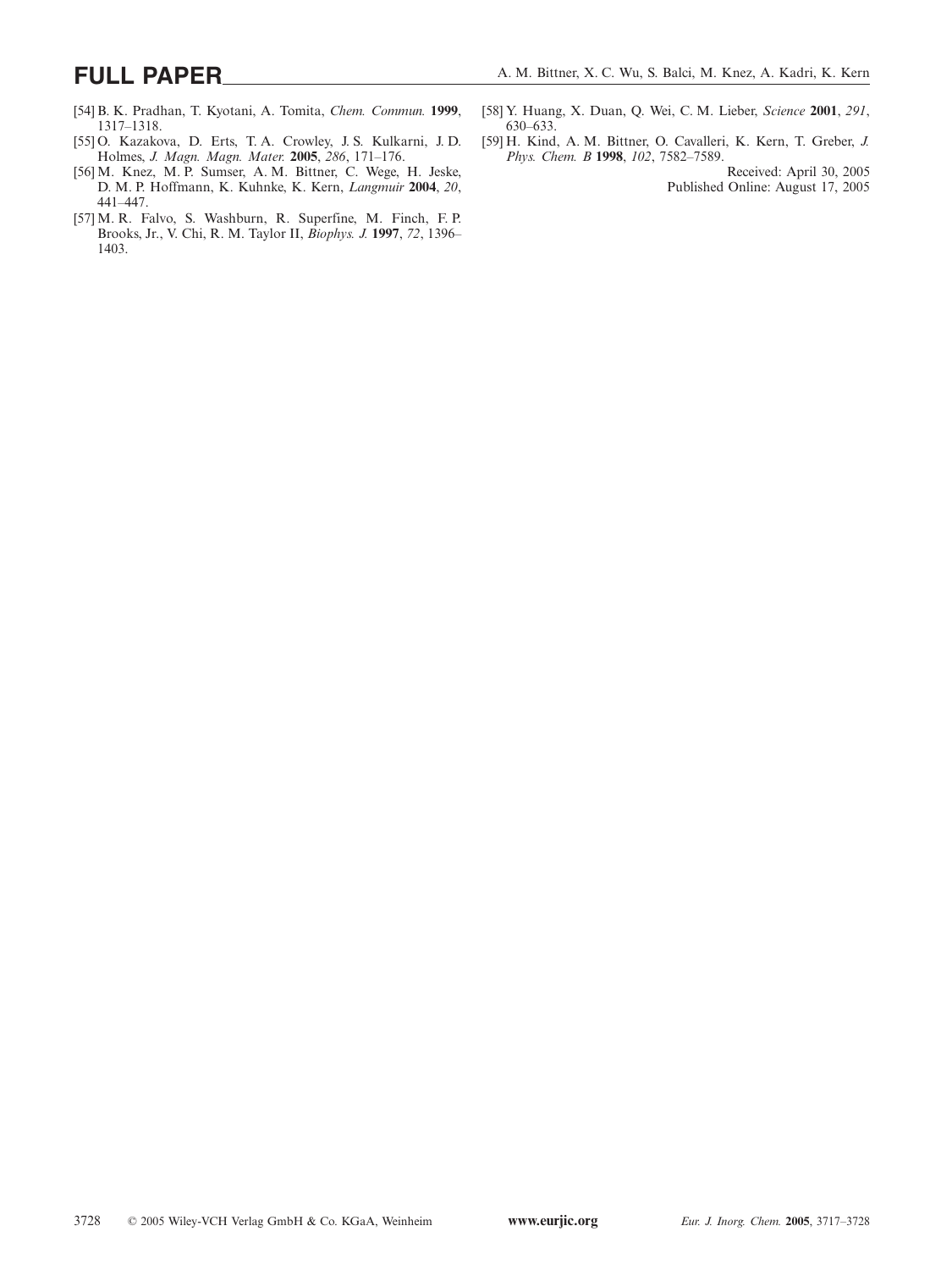[54] B. K. Pradhan, T. Kyotani, A. Tomita, *Chem. Commun.* **1999**, 1317–1318.

[55] O. Kazakova, D. Erts, T. A. Crowley, J. S. Kulkarni, J. D. Holmes, *J. Magn. Magn. Mater.* **2005**, *286*, 171–176.

[56] M. Knez, M. P. Sumser, A. M. Bittner, C. Wege, H. Jeske, D. M. P. Hoffmann, K. Kuhnke, K. Kern, *Langmuir* **2004**, *20*, 441–447.

[57] M. R. Falvo, S. Washburn, R. Superfine, M. Finch, F. P. Brooks, Jr., V. Chi, R. M. Taylor II, *Biophys. J.* **1997**, *72*, 1396–1403.

[58] Y. Huang, X. Duan, Q. Wei, C. M. Lieber, *Science* **2001**, *291*, 630–633.

[59] H. Kind, A. M. Bittner, O. Cavalleri, K. Kern, T. Greber, *J. Phys. Chem. B* **1998**, *102*, 7582–7589.

Received: April 30, 2005
Published Online: August 17, 2005